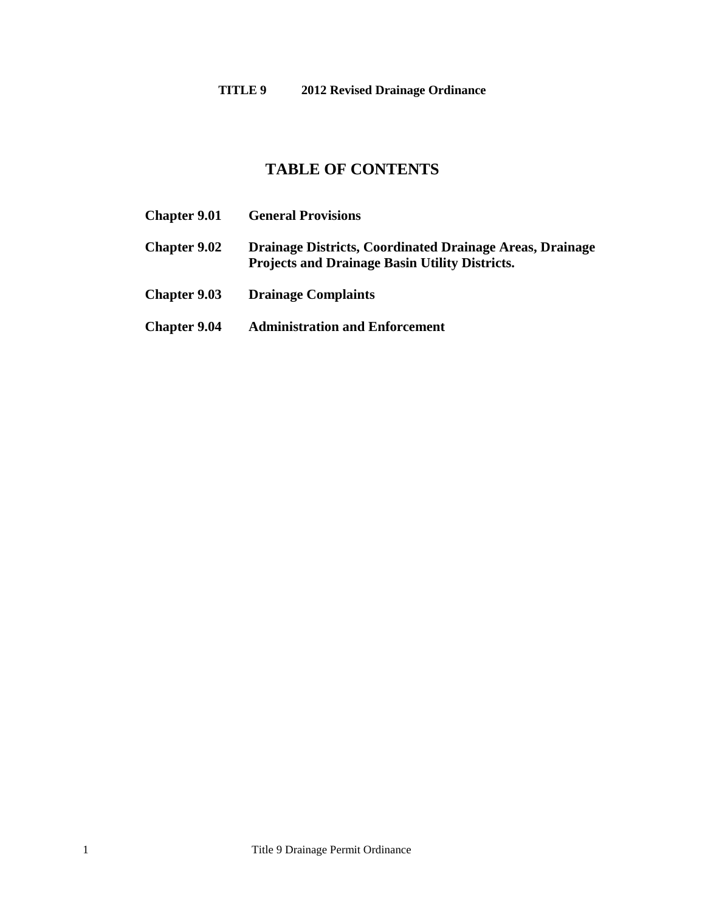**TITLE 9 2012 Revised Drainage Ordinance**

# TABLE OF CONTENTS

**Chapter 9.01 General Provisions**

**Chapter 9.02 Drainage Districts, Coordinated Drainage Areas, Drainage Projects and Drainage Basin Utility Districts.**

**Chapter 9.03 Drainage Complaints**

**Chapter 9.04 Administration and Enforcement**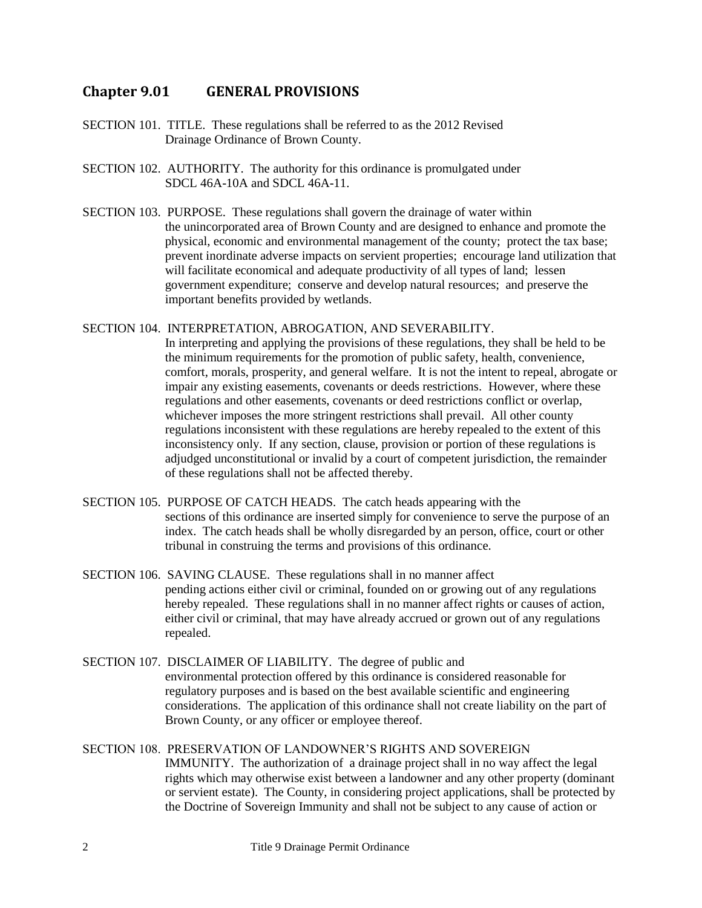## Chapter 9.01 GENERAL PROVISIONS

SECTION 101. TITLE. These regulations shall be referred to as the 2012 Revised Drainage Ordinance of Brown County.

SECTION 102. AUTHORITY. The authority for this ordinance is promulgated under SDCL 46A-10A and SDCL 46A-11.

SECTION 103. PURPOSE. These regulations shall govern the drainage of water within the unincorporated area of Brown County and are designed to enhance and promote the physical, economic and environmental management of the county; protect the tax base; prevent inordinate adverse impacts on servient properties; encourage land utilization that will facilitate economical and adequate productivity of all types of land; lessen government expenditure; conserve and develop natural resources; and preserve the important benefits provided by wetlands.

SECTION 104. INTERPRETATION, ABROGATION, AND SEVERABILITY. In interpreting and applying the provisions of these regulations, they shall be held to be the minimum requirements for the promotion of public safety, health, convenience, comfort, morals, prosperity, and general welfare. It is not the intent to repeal, abrogate or impair any existing easements, covenants or deeds restrictions. However, where these regulations and other easements, covenants or deed restrictions conflict or overlap, whichever imposes the more stringent restrictions shall prevail. All other county regulations inconsistent with these regulations are hereby repealed to the extent of this inconsistency only. If any section, clause, provision or portion of these regulations is adjudged unconstitutional or invalid by a court of competent jurisdiction, the remainder of these regulations shall not be affected thereby.

SECTION 105. PURPOSE OF CATCH HEADS. The catch heads appearing with the sections of this ordinance are inserted simply for convenience to serve the purpose of an index. The catch heads shall be wholly disregarded by an person, office, court or other tribunal in construing the terms and provisions of this ordinance.

SECTION 106. SAVING CLAUSE. These regulations shall in no manner affect pending actions either civil or criminal, founded on or growing out of any regulations hereby repealed. These regulations shall in no manner affect rights or causes of action, either civil or criminal, that may have already accrued or grown out of any regulations repealed.

SECTION 107. DISCLAIMER OF LIABILITY. The degree of public and environmental protection offered by this ordinance is considered reasonable for regulatory purposes and is based on the best available scientific and engineering considerations. The application of this ordinance shall not create liability on the part of Brown County, or any officer or employee thereof.

SECTION 108. PRESERVATION OF LANDOWNER'S RIGHTS AND SOVEREIGN IMMUNITY. The authorization of a drainage project shall in no way affect the legal rights which may otherwise exist between a landowner and any other property (dominant or servient estate). The County, in considering project applications, shall be protected by the Doctrine of Sovereign Immunity and shall not be subject to any cause of action or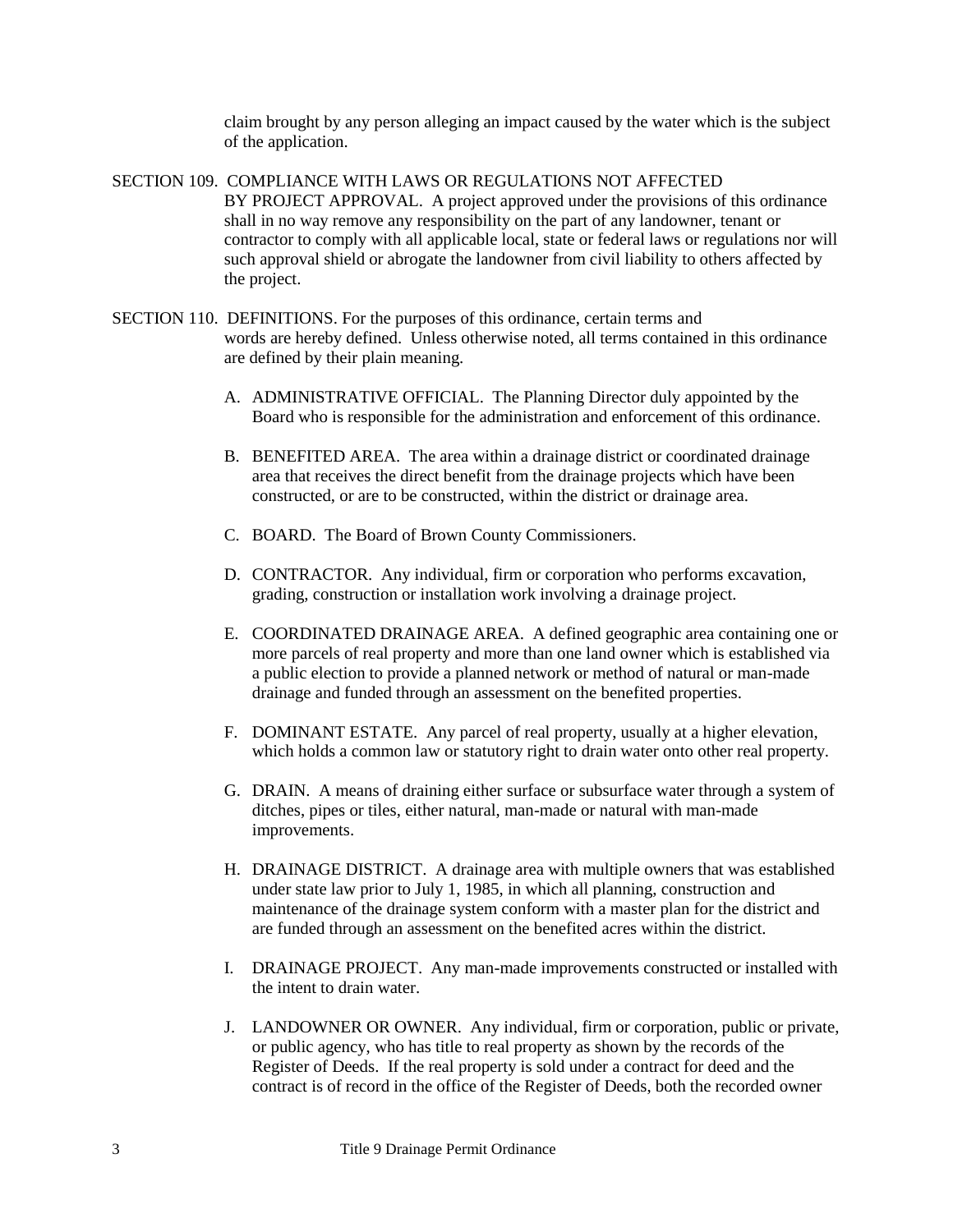claim brought by any person alleging an impact caused by the water which is the subject of the application.

SECTION 109. COMPLIANCE WITH LAWS OR REGULATIONS NOT AFFECTED BY PROJECT APPROVAL. A project approved under the provisions of this ordinance shall in no way remove any responsibility on the part of any landowner, tenant or contractor to comply with all applicable local, state or federal laws or regulations nor will such approval shield or abrogate the landowner from civil liability to others affected by the project.

SECTION 110. DEFINITIONS. For the purposes of this ordinance, certain terms and words are hereby defined. Unless otherwise noted, all terms contained in this ordinance are defined by their plain meaning.

A. ADMINISTRATIVE OFFICIAL. The Planning Director duly appointed by the Board who is responsible for the administration and enforcement of this ordinance.

B. BENEFITED AREA. The area within a drainage district or coordinated drainage area that receives the direct benefit from the drainage projects which have been constructed, or are to be constructed, within the district or drainage area.

C. BOARD. The Board of Brown County Commissioners.

D. CONTRACTOR. Any individual, firm or corporation who performs excavation, grading, construction or installation work involving a drainage project.

E. COORDINATED DRAINAGE AREA. A defined geographic area containing one or more parcels of real property and more than one land owner which is established via a public election to provide a planned network or method of natural or man-made drainage and funded through an assessment on the benefited properties.

F. DOMINANT ESTATE. Any parcel of real property, usually at a higher elevation, which holds a common law or statutory right to drain water onto other real property.

G. DRAIN. A means of draining either surface or subsurface water through a system of ditches, pipes or tiles, either natural, man-made or natural with man-made improvements.

H. DRAINAGE DISTRICT. A drainage area with multiple owners that was established under state law prior to July 1, 1985, in which all planning, construction and maintenance of the drainage system conform with a master plan for the district and are funded through an assessment on the benefited acres within the district.

I. DRAINAGE PROJECT. Any man-made improvements constructed or installed with the intent to drain water.

J. LANDOWNER OR OWNER. Any individual, firm or corporation, public or private, or public agency, who has title to real property as shown by the records of the Register of Deeds. If the real property is sold under a contract for deed and the contract is of record in the office of the Register of Deeds, both the recorded owner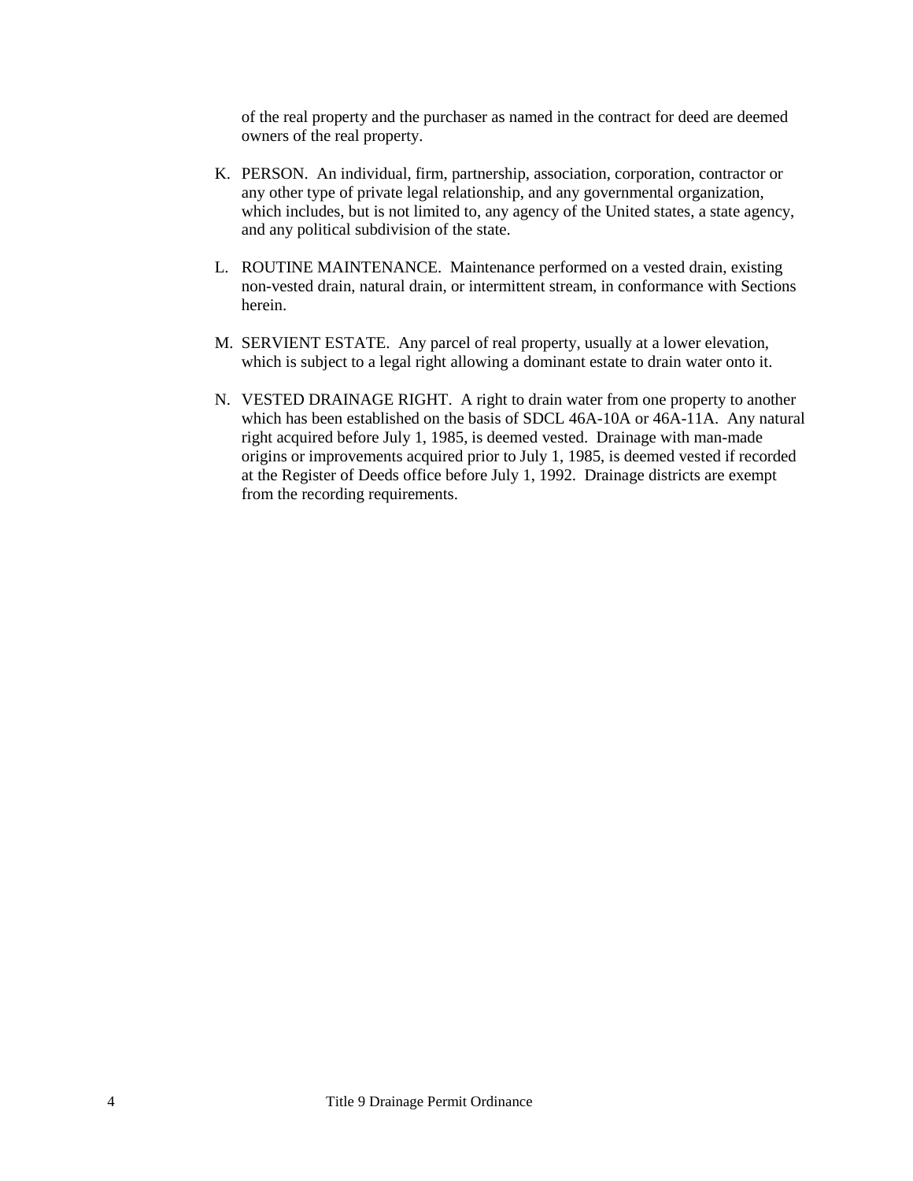of the real property and the purchaser as named in the contract for deed are deemed owners of the real property.

K. PERSON. An individual, firm, partnership, association, corporation, contractor or any other type of private legal relationship, and any governmental organization, which includes, but is not limited to, any agency of the United states, a state agency, and any political subdivision of the state.

L. ROUTINE MAINTENANCE. Maintenance performed on a vested drain, existing non-vested drain, natural drain, or intermittent stream, in conformance with Sections herein.

M. SERVIENT ESTATE. Any parcel of real property, usually at a lower elevation, which is subject to a legal right allowing a dominant estate to drain water onto it.

N. VESTED DRAINAGE RIGHT. A right to drain water from one property to another which has been established on the basis of SDCL 46A-10A or 46A-11A. Any natural right acquired before July 1, 1985, is deemed vested. Drainage with man-made origins or improvements acquired prior to July 1, 1985, is deemed vested if recorded at the Register of Deeds office before July 1, 1992. Drainage districts are exempt from the recording requirements.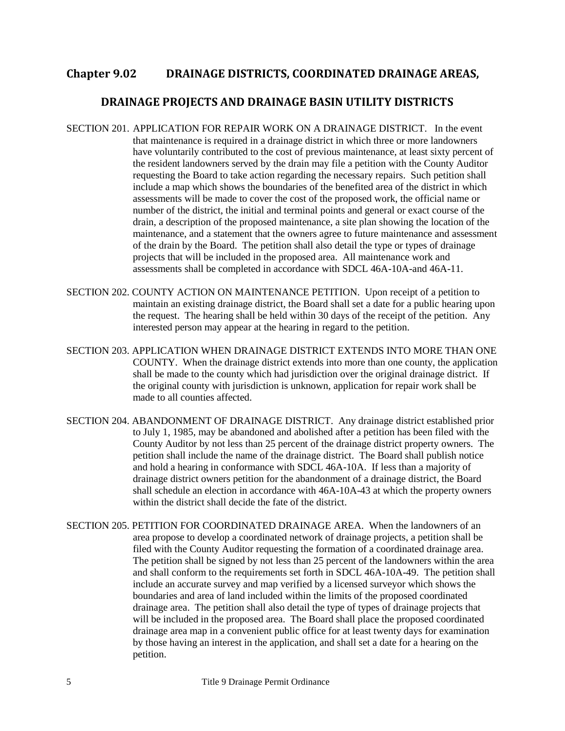## Chapter 9.02 DRAINAGE DISTRICTS, COORDINATED DRAINAGE AREAS, DRAINAGE PROJECTS AND DRAINAGE BASIN UTILITY DISTRICTS

SECTION 201. APPLICATION FOR REPAIR WORK ON A DRAINAGE DISTRICT. In the event that maintenance is required in a drainage district in which three or more landowners have voluntarily contributed to the cost of previous maintenance, at least sixty percent of the resident landowners served by the drain may file a petition with the County Auditor requesting the Board to take action regarding the necessary repairs. Such petition shall include a map which shows the boundaries of the benefited area of the district in which assessments will be made to cover the cost of the proposed work, the official name or number of the district, the initial and terminal points and general or exact course of the drain, a description of the proposed maintenance, a site plan showing the location of the maintenance, and a statement that the owners agree to future maintenance and assessment of the drain by the Board. The petition shall also detail the type or types of drainage projects that will be included in the proposed area. All maintenance work and assessments shall be completed in accordance with SDCL 46A-10A-and 46A-11.

SECTION 202. COUNTY ACTION ON MAINTENANCE PETITION. Upon receipt of a petition to maintain an existing drainage district, the Board shall set a date for a public hearing upon the request. The hearing shall be held within 30 days of the receipt of the petition. Any interested person may appear at the hearing in regard to the petition.

SECTION 203. APPLICATION WHEN DRAINAGE DISTRICT EXTENDS INTO MORE THAN ONE COUNTY. When the drainage district extends into more than one county, the application shall be made to the county which had jurisdiction over the original drainage district. If the original county with jurisdiction is unknown, application for repair work shall be made to all counties affected.

SECTION 204. ABANDONMENT OF DRAINAGE DISTRICT. Any drainage district established prior to July 1, 1985, may be abandoned and abolished after a petition has been filed with the County Auditor by not less than 25 percent of the drainage district property owners. The petition shall include the name of the drainage district. The Board shall publish notice and hold a hearing in conformance with SDCL 46A-10A. If less than a majority of drainage district owners petition for the abandonment of a drainage district, the Board shall schedule an election in accordance with 46A-10A-43 at which the property owners within the district shall decide the fate of the district.

SECTION 205. PETITION FOR COORDINATED DRAINAGE AREA. When the landowners of an area propose to develop a coordinated network of drainage projects, a petition shall be filed with the County Auditor requesting the formation of a coordinated drainage area. The petition shall be signed by not less than 25 percent of the landowners within the area and shall conform to the requirements set forth in SDCL 46A-10A-49. The petition shall include an accurate survey and map verified by a licensed surveyor which shows the boundaries and area of land included within the limits of the proposed coordinated drainage area. The petition shall also detail the type of types of drainage projects that will be included in the proposed area. The Board shall place the proposed coordinated drainage area map in a convenient public office for at least twenty days for examination by those having an interest in the application, and shall set a date for a hearing on the petition.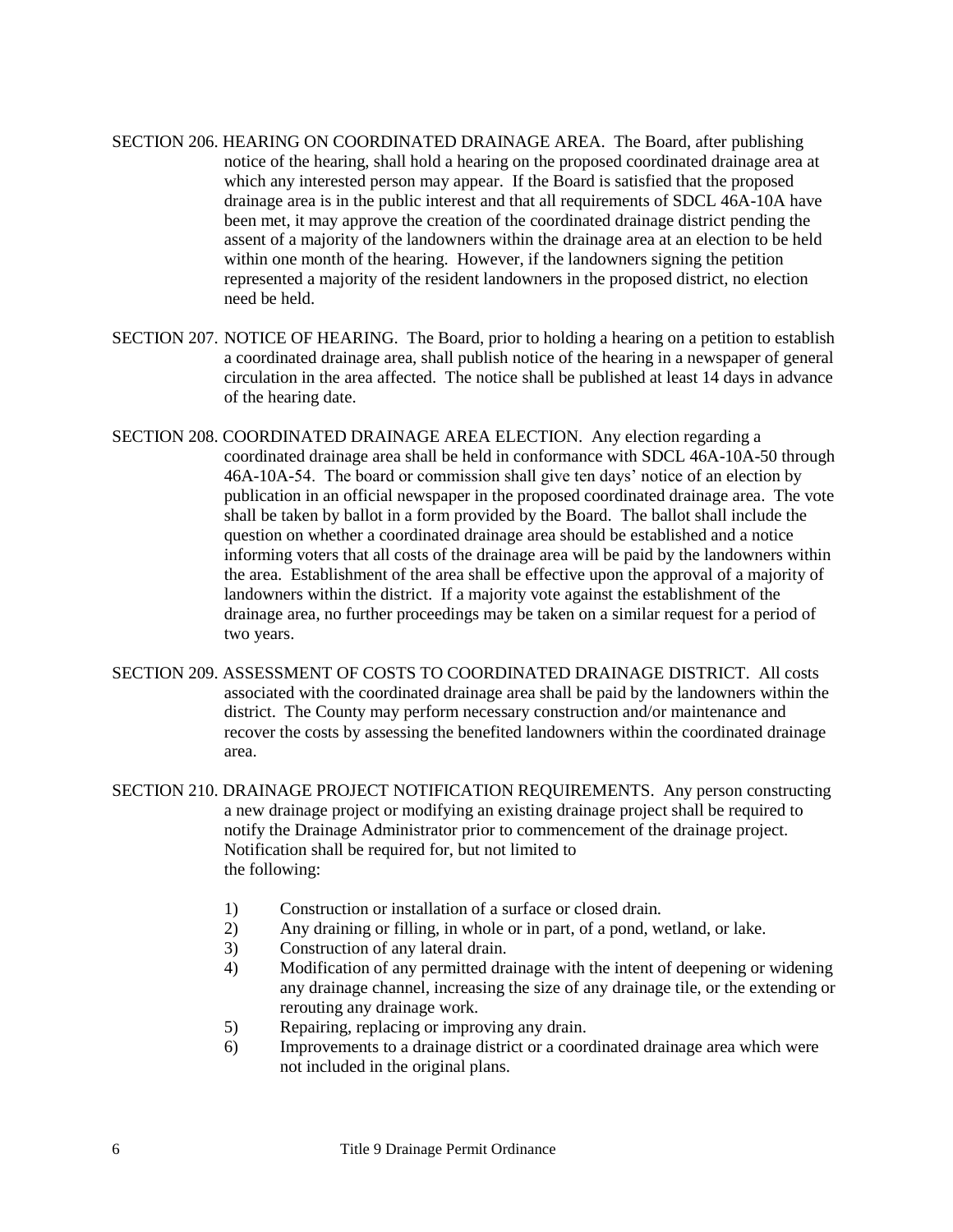SECTION 206. HEARING ON COORDINATED DRAINAGE AREA. The Board, after publishing notice of the hearing, shall hold a hearing on the proposed coordinated drainage area at which any interested person may appear. If the Board is satisfied that the proposed drainage area is in the public interest and that all requirements of SDCL 46A-10A have been met, it may approve the creation of the coordinated drainage district pending the assent of a majority of the landowners within the drainage area at an election to be held within one month of the hearing. However, if the landowners signing the petition represented a majority of the resident landowners in the proposed district, no election need be held.

SECTION 207. NOTICE OF HEARING. The Board, prior to holding a hearing on a petition to establish a coordinated drainage area, shall publish notice of the hearing in a newspaper of general circulation in the area affected. The notice shall be published at least 14 days in advance of the hearing date.

SECTION 208. COORDINATED DRAINAGE AREA ELECTION. Any election regarding a coordinated drainage area shall be held in conformance with SDCL 46A-10A-50 through 46A-10A-54. The board or commission shall give ten days' notice of an election by publication in an official newspaper in the proposed coordinated drainage area. The vote shall be taken by ballot in a form provided by the Board. The ballot shall include the question on whether a coordinated drainage area should be established and a notice informing voters that all costs of the drainage area will be paid by the landowners within the area. Establishment of the area shall be effective upon the approval of a majority of landowners within the district. If a majority vote against the establishment of the drainage area, no further proceedings may be taken on a similar request for a period of two years.

SECTION 209. ASSESSMENT OF COSTS TO COORDINATED DRAINAGE DISTRICT. All costs associated with the coordinated drainage area shall be paid by the landowners within the district. The County may perform necessary construction and/or maintenance and recover the costs by assessing the benefited landowners within the coordinated drainage area.

SECTION 210. DRAINAGE PROJECT NOTIFICATION REQUIREMENTS. Any person constructing a new drainage project or modifying an existing drainage project shall be required to notify the Drainage Administrator prior to commencement of the drainage project. Notification shall be required for, but not limited to the following:

1) Construction or installation of a surface or closed drain.
2) Any draining or filling, in whole or in part, of a pond, wetland, or lake.
3) Construction of any lateral drain.
4) Modification of any permitted drainage with the intent of deepening or widening any drainage channel, increasing the size of any drainage tile, or the extending or rerouting any drainage work.
5) Repairing, replacing or improving any drain.
6) Improvements to a drainage district or a coordinated drainage area which were not included in the original plans.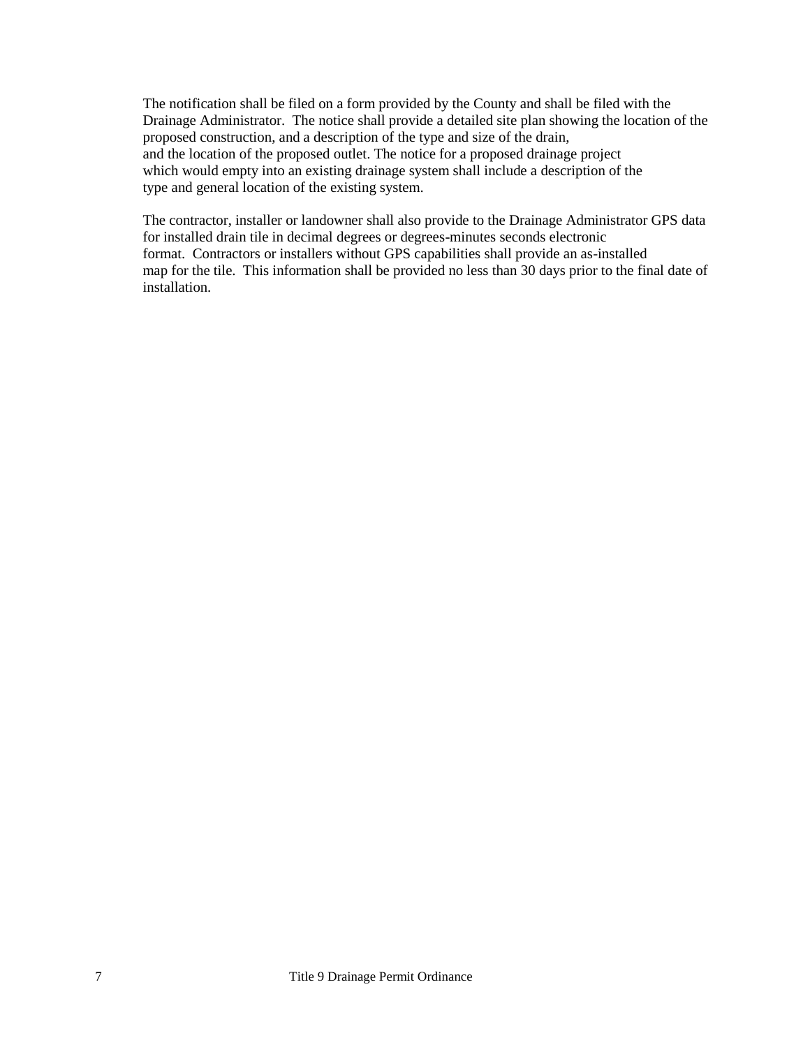The notification shall be filed on a form provided by the County and shall be filed with the Drainage Administrator. The notice shall provide a detailed site plan showing the location of the proposed construction, and a description of the type and size of the drain, and the location of the proposed outlet. The notice for a proposed drainage project which would empty into an existing drainage system shall include a description of the type and general location of the existing system.

The contractor, installer or landowner shall also provide to the Drainage Administrator GPS data for installed drain tile in decimal degrees or degrees-minutes seconds electronic format. Contractors or installers without GPS capabilities shall provide an as-installed map for the tile. This information shall be provided no less than 30 days prior to the final date of installation.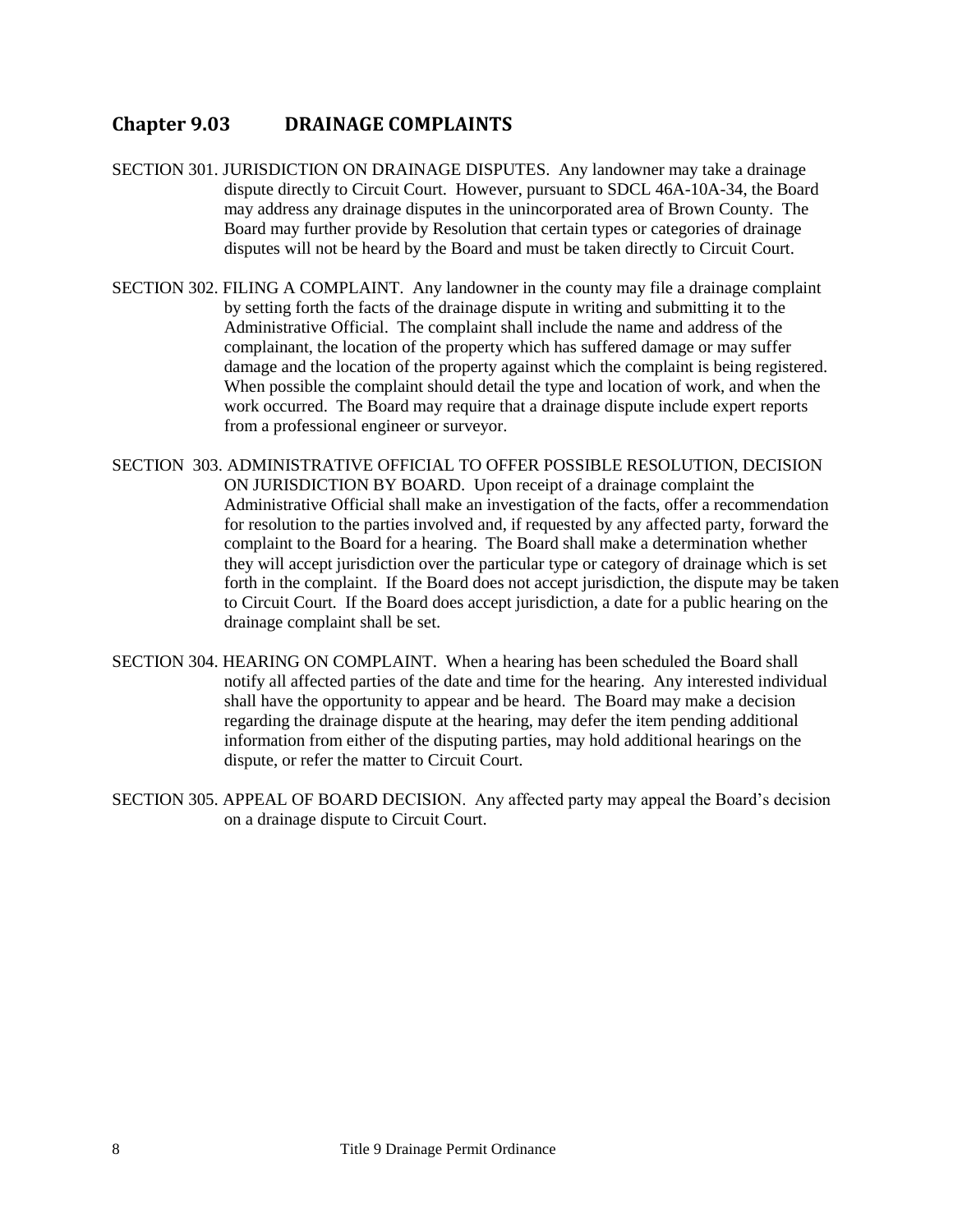## Chapter 9.03 DRAINAGE COMPLAINTS

SECTION 301. JURISDICTION ON DRAINAGE DISPUTES. Any landowner may take a drainage dispute directly to Circuit Court. However, pursuant to SDCL 46A-10A-34, the Board may address any drainage disputes in the unincorporated area of Brown County. The Board may further provide by Resolution that certain types or categories of drainage disputes will not be heard by the Board and must be taken directly to Circuit Court.

SECTION 302. FILING A COMPLAINT. Any landowner in the county may file a drainage complaint by setting forth the facts of the drainage dispute in writing and submitting it to the Administrative Official. The complaint shall include the name and address of the complainant, the location of the property which has suffered damage or may suffer damage and the location of the property against which the complaint is being registered. When possible the complaint should detail the type and location of work, and when the work occurred. The Board may require that a drainage dispute include expert reports from a professional engineer or surveyor.

SECTION 303. ADMINISTRATIVE OFFICIAL TO OFFER POSSIBLE RESOLUTION, DECISION ON JURISDICTION BY BOARD. Upon receipt of a drainage complaint the Administrative Official shall make an investigation of the facts, offer a recommendation for resolution to the parties involved and, if requested by any affected party, forward the complaint to the Board for a hearing. The Board shall make a determination whether they will accept jurisdiction over the particular type or category of drainage which is set forth in the complaint. If the Board does not accept jurisdiction, the dispute may be taken to Circuit Court. If the Board does accept jurisdiction, a date for a public hearing on the drainage complaint shall be set.

SECTION 304. HEARING ON COMPLAINT. When a hearing has been scheduled the Board shall notify all affected parties of the date and time for the hearing. Any interested individual shall have the opportunity to appear and be heard. The Board may make a decision regarding the drainage dispute at the hearing, may defer the item pending additional information from either of the disputing parties, may hold additional hearings on the dispute, or refer the matter to Circuit Court.

SECTION 305. APPEAL OF BOARD DECISION. Any affected party may appeal the Board's decision on a drainage dispute to Circuit Court.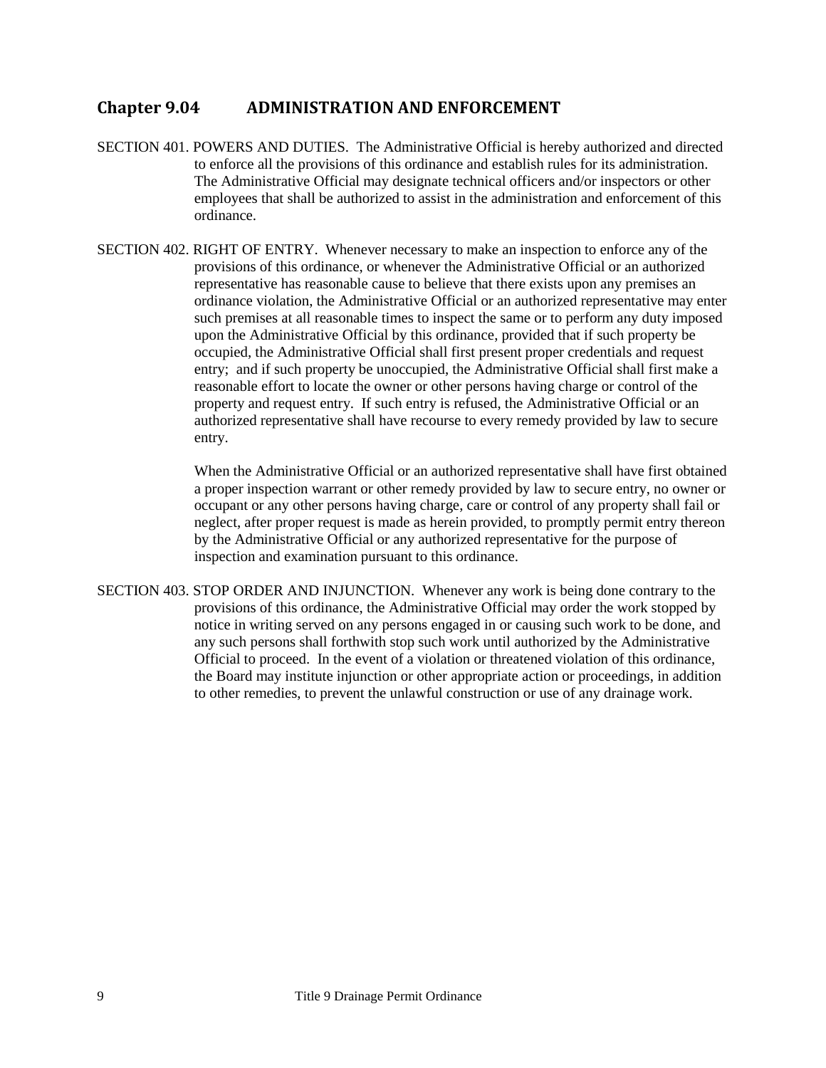## Chapter 9.04 ADMINISTRATION AND ENFORCEMENT

SECTION 401. POWERS AND DUTIES. The Administrative Official is hereby authorized and directed to enforce all the provisions of this ordinance and establish rules for its administration. The Administrative Official may designate technical officers and/or inspectors or other employees that shall be authorized to assist in the administration and enforcement of this ordinance.

SECTION 402. RIGHT OF ENTRY. Whenever necessary to make an inspection to enforce any of the provisions of this ordinance, or whenever the Administrative Official or an authorized representative has reasonable cause to believe that there exists upon any premises an ordinance violation, the Administrative Official or an authorized representative may enter such premises at all reasonable times to inspect the same or to perform any duty imposed upon the Administrative Official by this ordinance, provided that if such property be occupied, the Administrative Official shall first present proper credentials and request entry; and if such property be unoccupied, the Administrative Official shall first make a reasonable effort to locate the owner or other persons having charge or control of the property and request entry. If such entry is refused, the Administrative Official or an authorized representative shall have recourse to every remedy provided by law to secure entry.

When the Administrative Official or an authorized representative shall have first obtained a proper inspection warrant or other remedy provided by law to secure entry, no owner or occupant or any other persons having charge, care or control of any property shall fail or neglect, after proper request is made as herein provided, to promptly permit entry thereon by the Administrative Official or any authorized representative for the purpose of inspection and examination pursuant to this ordinance.

SECTION 403. STOP ORDER AND INJUNCTION. Whenever any work is being done contrary to the provisions of this ordinance, the Administrative Official may order the work stopped by notice in writing served on any persons engaged in or causing such work to be done, and any such persons shall forthwith stop such work until authorized by the Administrative Official to proceed. In the event of a violation or threatened violation of this ordinance, the Board may institute injunction or other appropriate action or proceedings, in addition to other remedies, to prevent the unlawful construction or use of any drainage work.